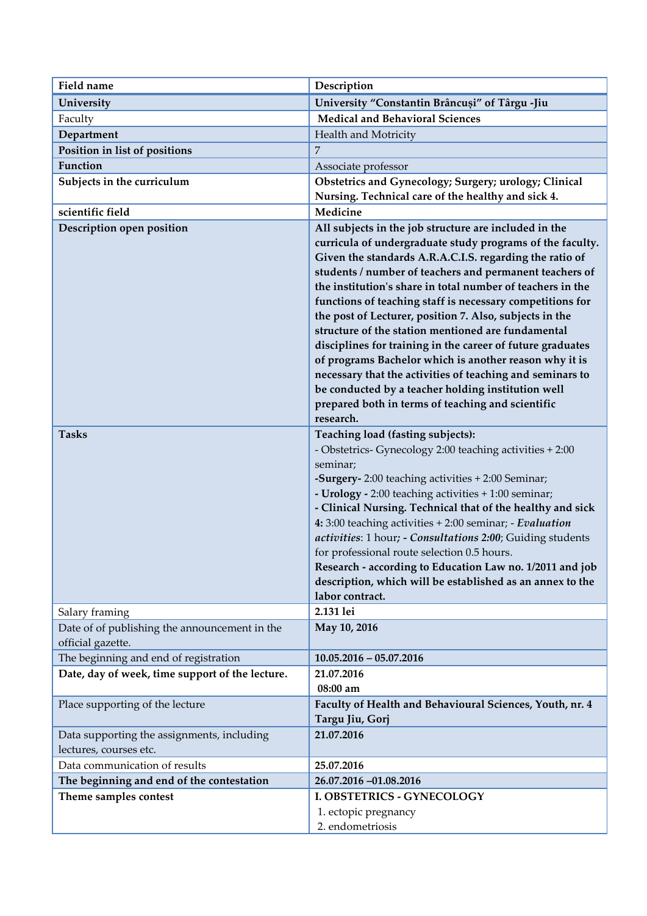| Field name | Description |
|---|---|
| **University** | **University "Constantin Brâncuși" of Târgu -Jiu** |
| Faculty | **Medical and Behavioral Sciences** |
| **Department** | Health and Motricity |
| **Position in list of positions** | 7 |
| **Function** | Associate professor |
| **Subjects in the curriculum** | **Obstetrics and Gynecology; Surgery; urology; Clinical Nursing. Technical care of the healthy and sick 4.** |
| **scientific field** | **Medicine** |
| **Description open position** | **All subjects in the job structure are included in the curricula of undergraduate study programs of the faculty. Given the standards A.R.A.C.I.S. regarding the ratio of students / number of teachers and permanent teachers of the institution's share in total number of teachers in the functions of teaching staff is necessary competitions for the post of Lecturer, position 7. Also, subjects in the structure of the station mentioned are fundamental disciplines for training in the career of future graduates of programs Bachelor which is another reason why it is necessary that the activities of teaching and seminars to be conducted by a teacher holding institution well prepared both in terms of teaching and scientific research.** |
| **Tasks** | **Teaching load (fasting subjects):**<br>- Obstetrics- Gynecology 2:00 teaching activities + 2:00 seminar;<br>**-Surgery-** 2:00 teaching activities + 2:00 Seminar;<br>**- Urology -** 2:00 teaching activities + 1:00 seminar;<br>**- Clinical Nursing. Technical that of the healthy and sick 4:** 3:00 teaching activities + 2:00 seminar; - ***Evaluation activities***: 1 hour***; - Consultations 2:00***; Guiding students for professional route selection 0.5 hours.<br>**Research - according to Education Law no. 1/2011 and job description, which will be established as an annex to the labor contract.** |
| Salary framing | **2.131 lei** |
| Date of of publishing the announcement in the official gazette. | **May 10, 2016** |
| The beginning and end of registration | **10.05.2016 – 05.07.2016** |
| **Date, day of week, time support of the lecture.** | **21.07.2016**<br>**08:00 am** |
| Place supporting of the lecture | **Faculty of Health and Behavioural Sciences, Youth, nr. 4 Targu Jiu, Gorj** |
| Data supporting the assignments, including lectures, courses etc. | **21.07.2016** |
| Data communication of results | **25.07.2016** |
| **The beginning and end of the contestation** | **26.07.2016 –01.08.2016** |
| **Theme samples contest** | **I. OBSTETRICS - GYNECOLOGY**<br>1. ectopic pregnancy<br>2. endometriosis |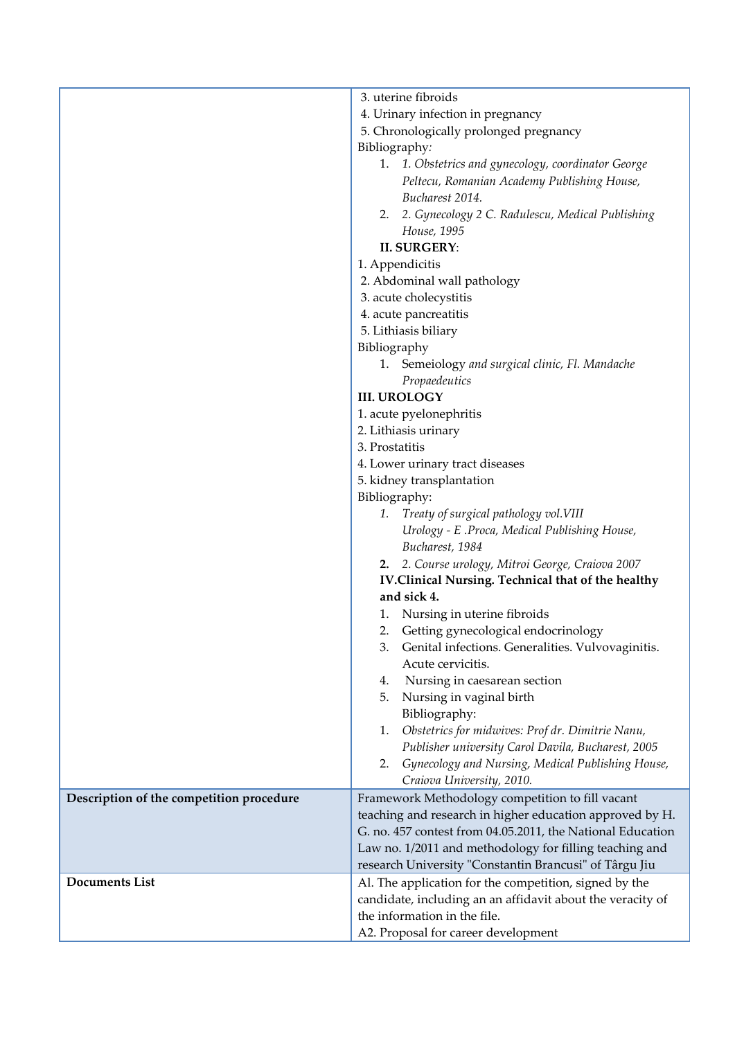| | |
|---|---|
| | 3. uterine fibroids<br>4. Urinary infection in pregnancy<br>5. Chronologically prolonged pregnancy<br>Bibliography:<br>1. *1. Obstetrics and gynecology, coordinator George Peltecu, Romanian Academy Publishing House, Bucharest 2014.*<br>2. *2. Gynecology 2 C. Radulescu, Medical Publishing House, 1995*<br>**II. SURGERY**:<br>1. Appendicitis<br>2. Abdominal wall pathology<br>3. acute cholecystitis<br>4. acute pancreatitis<br>5. Lithiasis biliary<br>Bibliography<br>1. Semeiology *and surgical clinic, Fl. Mandache Propaedeutics*<br>**III. UROLOGY**<br>1. acute pyelonephritis<br>2. Lithiasis urinary<br>3. Prostatitis<br>4. Lower urinary tract diseases<br>5. kidney transplantation<br>Bibliography:<br>1. *Treaty of surgical pathology vol.VIII Urology - E .Proca, Medical Publishing House, Bucharest, 1984*<br>**2.** *2. Course urology, Mitroi George, Craiova 2007*<br>**IV.Clinical Nursing. Technical that of the healthy and sick 4.**<br>1. Nursing in uterine fibroids<br>2. Getting gynecological endocrinology<br>3. Genital infections. Generalities. Vulvovaginitis. Acute cervicitis.<br>4. Nursing in caesarean section<br>5. Nursing in vaginal birth<br>Bibliography:<br>1. *Obstetrics for midwives: Prof dr. Dimitrie Nanu, Publisher university Carol Davila, Bucharest, 2005*<br>2. *Gynecology and Nursing, Medical Publishing House, Craiova University, 2010.* |
| **Description of the competition procedure** | Framework Methodology competition to fill vacant teaching and research in higher education approved by H. G. no. 457 contest from 04.05.2011, the National Education Law no. 1/2011 and methodology for filling teaching and research University "Constantin Brancusi" of Târgu Jiu |
| **Documents List** | Al. The application for the competition, signed by the candidate, including an an affidavit about the veracity of the information in the file.<br>A2. Proposal for career development |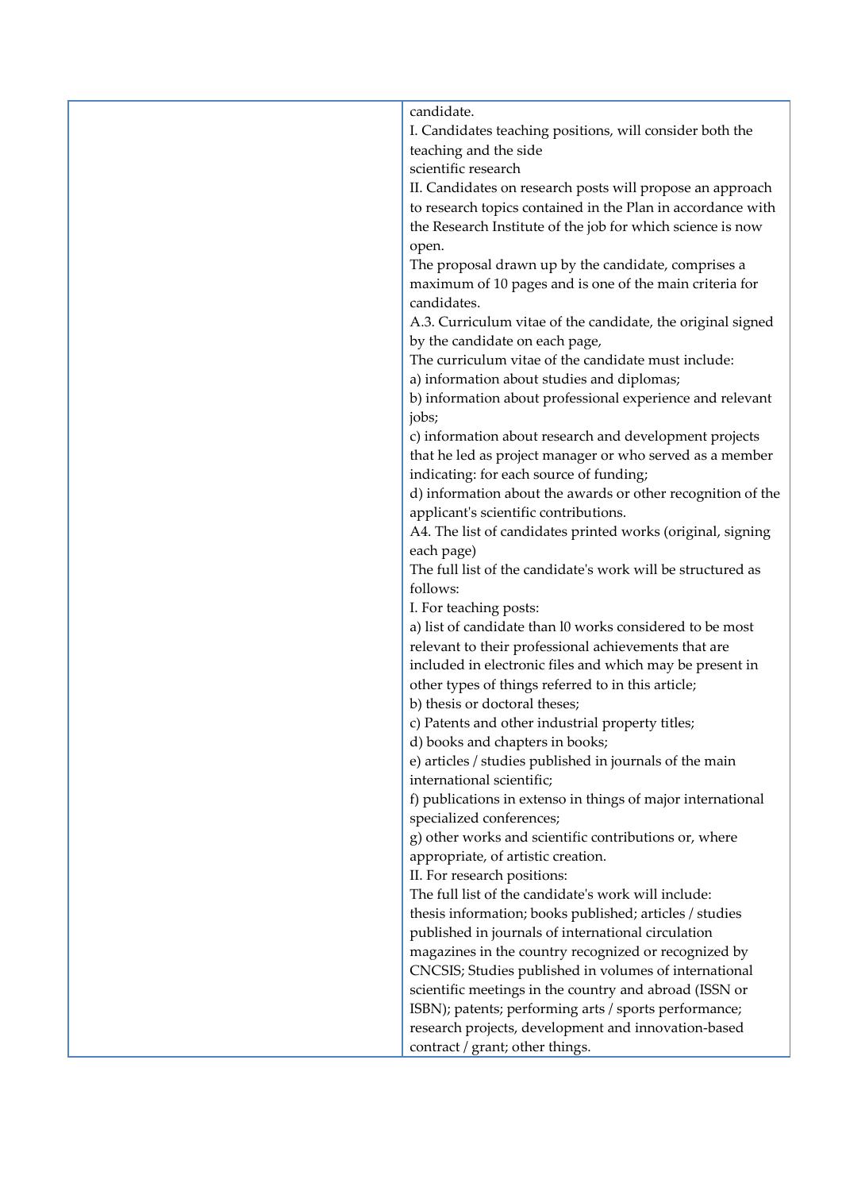| | |
|---|---|
| | candidate.<br>I. Candidates teaching positions, will consider both the teaching and the side<br>scientific research<br>II. Candidates on research posts will propose an approach to research topics contained in the Plan in accordance with the Research Institute of the job for which science is now open.<br>The proposal drawn up by the candidate, comprises a maximum of 10 pages and is one of the main criteria for candidates.<br>A.3. Curriculum vitae of the candidate, the original signed by the candidate on each page,<br>The curriculum vitae of the candidate must include:<br>a) information about studies and diplomas;<br>b) information about professional experience and relevant jobs;<br>c) information about research and development projects that he led as project manager or who served as a member indicating: for each source of funding;<br>d) information about the awards or other recognition of the applicant's scientific contributions.<br>A4. The list of candidates printed works (original, signing each page)<br>The full list of the candidate's work will be structured as follows:<br>I. For teaching posts:<br>a) list of candidate than l0 works considered to be most relevant to their professional achievements that are included in electronic files and which may be present in other types of things referred to in this article;<br>b) thesis or doctoral theses;<br>c) Patents and other industrial property titles;<br>d) books and chapters in books;<br>e) articles / studies published in journals of the main international scientific;<br>f) publications in extenso in things of major international specialized conferences;<br>g) other works and scientific contributions or, where appropriate, of artistic creation.<br>II. For research positions:<br>The full list of the candidate's work will include:<br>thesis information; books published; articles / studies published in journals of international circulation magazines in the country recognized or recognized by CNCSIS; Studies published in volumes of international scientific meetings in the country and abroad (ISSN or ISBN); patents; performing arts / sports performance; research projects, development and innovation-based contract / grant; other things. |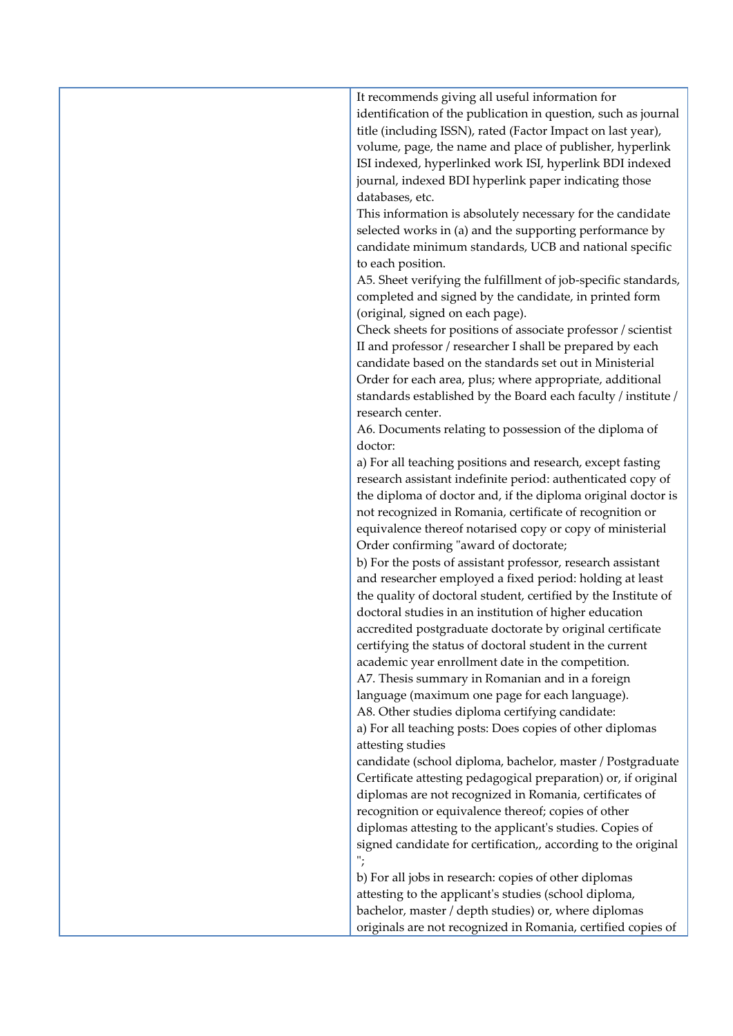| | |
|---|---|
| | It recommends giving all useful information for identification of the publication in question, such as journal title (including ISSN), rated (Factor Impact on last year), volume, page, the name and place of publisher, hyperlink ISI indexed, hyperlinked work ISI, hyperlink BDI indexed journal, indexed BDI hyperlink paper indicating those databases, etc.<br>This information is absolutely necessary for the candidate selected works in (a) and the supporting performance by candidate minimum standards, UCB and national specific to each position.<br>A5. Sheet verifying the fulfillment of job-specific standards, completed and signed by the candidate, in printed form (original, signed on each page).<br>Check sheets for positions of associate professor / scientist II and professor / researcher I shall be prepared by each candidate based on the standards set out in Ministerial Order for each area, plus; where appropriate, additional standards established by the Board each faculty / institute / research center.<br>A6. Documents relating to possession of the diploma of doctor:<br>a) For all teaching positions and research, except fasting research assistant indefinite period: authenticated copy of the diploma of doctor and, if the diploma original doctor is not recognized in Romania, certificate of recognition or equivalence thereof notarised copy or copy of ministerial Order confirming "award of doctorate;<br>b) For the posts of assistant professor, research assistant and researcher employed a fixed period: holding at least the quality of doctoral student, certified by the Institute of doctoral studies in an institution of higher education accredited postgraduate doctorate by original certificate certifying the status of doctoral student in the current academic year enrollment date in the competition.<br>A7. Thesis summary in Romanian and in a foreign language (maximum one page for each language).<br>A8. Other studies diploma certifying candidate:<br>a) For all teaching posts: Does copies of other diplomas attesting studies<br>candidate (school diploma, bachelor, master / Postgraduate Certificate attesting pedagogical preparation) or, if original diplomas are not recognized in Romania, certificates of recognition or equivalence thereof; copies of other diplomas attesting to the applicant's studies. Copies of signed candidate for certification,, according to the original ";<br>b) For all jobs in research: copies of other diplomas attesting to the applicant's studies (school diploma, bachelor, master / depth studies) or, where diplomas originals are not recognized in Romania, certified copies of |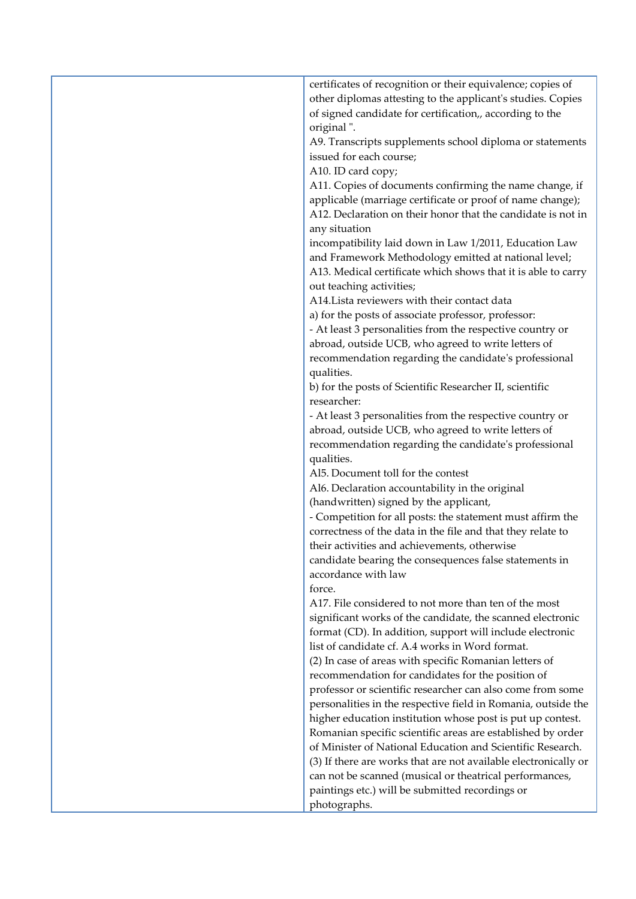| | |
|---|---|
| | certificates of recognition or their equivalence; copies of other diplomas attesting to the applicant's studies. Copies of signed candidate for certification,, according to the original ".<br>A9. Transcripts supplements school diploma or statements issued for each course;<br>A10. ID card copy;<br>A11. Copies of documents confirming the name change, if applicable (marriage certificate or proof of name change);<br>A12. Declaration on their honor that the candidate is not in any situation<br>incompatibility laid down in Law 1/2011, Education Law and Framework Methodology emitted at national level;<br>A13. Medical certificate which shows that it is able to carry out teaching activities;<br>A14.Lista reviewers with their contact data<br>a) for the posts of associate professor, professor:<br>- At least 3 personalities from the respective country or abroad, outside UCB, who agreed to write letters of recommendation regarding the candidate's professional qualities.<br>b) for the posts of Scientific Researcher II, scientific researcher:<br>- At least 3 personalities from the respective country or abroad, outside UCB, who agreed to write letters of recommendation regarding the candidate's professional qualities.<br>Al5. Document toll for the contest<br>Al6. Declaration accountability in the original (handwritten) signed by the applicant,<br>- Competition for all posts: the statement must affirm the correctness of the data in the file and that they relate to their activities and achievements, otherwise<br>candidate bearing the consequences false statements in accordance with law<br>force.<br>A17. File considered to not more than ten of the most significant works of the candidate, the scanned electronic format (CD). In addition, support will include electronic list of candidate cf. A.4 works in Word format.<br>(2) In case of areas with specific Romanian letters of recommendation for candidates for the position of professor or scientific researcher can also come from some personalities in the respective field in Romania, outside the higher education institution whose post is put up contest. Romanian specific scientific areas are established by order of Minister of National Education and Scientific Research.<br>(3) If there are works that are not available electronically or can not be scanned (musical or theatrical performances, paintings etc.) will be submitted recordings or photographs. |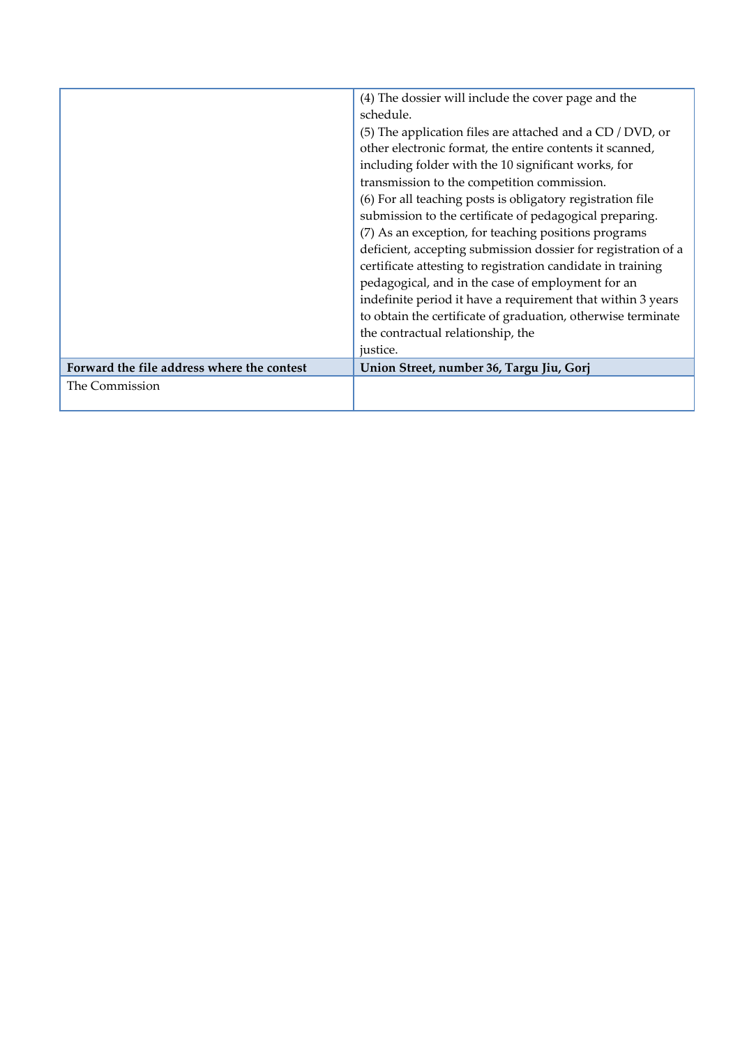| | |
|---|---|
| | (4) The dossier will include the cover page and the schedule.<br>(5) The application files are attached and a CD / DVD, or other electronic format, the entire contents it scanned, including folder with the 10 significant works, for transmission to the competition commission.<br>(6) For all teaching posts is obligatory registration file submission to the certificate of pedagogical preparing.<br>(7) As an exception, for teaching positions programs deficient, accepting submission dossier for registration of a certificate attesting to registration candidate in training pedagogical, and in the case of employment for an indefinite period it have a requirement that within 3 years to obtain the certificate of graduation, otherwise terminate the contractual relationship, the justice. |
| **Forward the file address where the contest** | **Union Street, number 36, Targu Jiu, Gorj** |
| The Commission | |